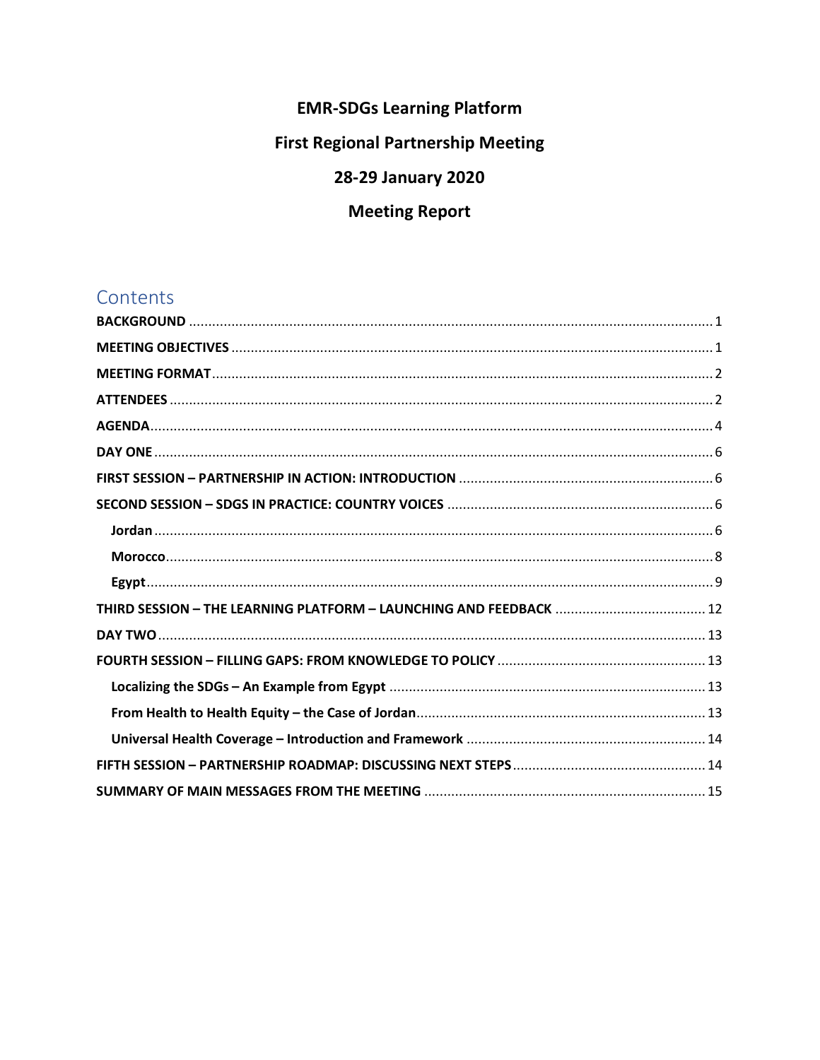# EMR-SDGs Learning Platform

# First Regional Partnership Meeting

# 28-29 January 2020

# Meeting Report

## Contents

**BACKGROUND** ........................................................................................................ 1

**MEETING OBJECTIVES** ........................................................................................... 1

**MEETING FORMAT** ................................................................................................. 2

**ATTENDEES** ............................................................................................................ 2

**AGENDA** ................................................................................................................. 4

**DAY ONE** ................................................................................................................ 6

**FIRST SESSION – PARTNERSHIP IN ACTION: INTRODUCTION** ................................. 6

**SECOND SESSION – SDGS IN PRACTICE: COUNTRY VOICES** .................................... 6

- **Jordan** ................................................................................................................ 6
- **Morocco** ............................................................................................................. 8
- **Egypt** .................................................................................................................. 9

**THIRD SESSION – THE LEARNING PLATFORM – LAUNCHING AND FEEDBACK** ....................................... 12

**DAY TWO** ............................................................................................................. 13

**FOURTH SESSION – FILLING GAPS: FROM KNOWLEDGE TO POLICY** ...................................................... 13

- **Localizing the SDGs – An Example from Egypt** ................................................. 13
- **From Health to Health Equity – the Case of Jordan** .......................................... 13
- **Universal Health Coverage – Introduction and Framework** ............................... 14

**FIFTH SESSION – PARTNERSHIP ROADMAP: DISCUSSING NEXT STEPS** .................................................. 14

**SUMMARY OF MAIN MESSAGES FROM THE MEETING** ......................................................................... 15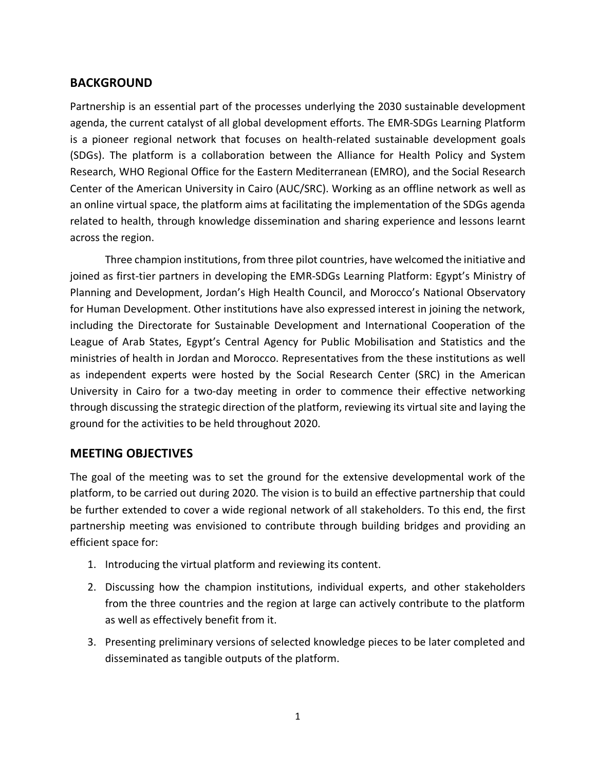## BACKGROUND

Partnership is an essential part of the processes underlying the 2030 sustainable development agenda, the current catalyst of all global development efforts. The EMR-SDGs Learning Platform is a pioneer regional network that focuses on health-related sustainable development goals (SDGs). The platform is a collaboration between the Alliance for Health Policy and System Research, WHO Regional Office for the Eastern Mediterranean (EMRO), and the Social Research Center of the American University in Cairo (AUC/SRC). Working as an offline network as well as an online virtual space, the platform aims at facilitating the implementation of the SDGs agenda related to health, through knowledge dissemination and sharing experience and lessons learnt across the region.

Three champion institutions, from three pilot countries, have welcomed the initiative and joined as first-tier partners in developing the EMR-SDGs Learning Platform: Egypt's Ministry of Planning and Development, Jordan's High Health Council, and Morocco's National Observatory for Human Development. Other institutions have also expressed interest in joining the network, including the Directorate for Sustainable Development and International Cooperation of the League of Arab States, Egypt's Central Agency for Public Mobilisation and Statistics and the ministries of health in Jordan and Morocco. Representatives from the these institutions as well as independent experts were hosted by the Social Research Center (SRC) in the American University in Cairo for a two-day meeting in order to commence their effective networking through discussing the strategic direction of the platform, reviewing its virtual site and laying the ground for the activities to be held throughout 2020.

## MEETING OBJECTIVES

The goal of the meeting was to set the ground for the extensive developmental work of the platform, to be carried out during 2020. The vision is to build an effective partnership that could be further extended to cover a wide regional network of all stakeholders. To this end, the first partnership meeting was envisioned to contribute through building bridges and providing an efficient space for:

1. Introducing the virtual platform and reviewing its content.
2. Discussing how the champion institutions, individual experts, and other stakeholders from the three countries and the region at large can actively contribute to the platform as well as effectively benefit from it.
3. Presenting preliminary versions of selected knowledge pieces to be later completed and disseminated as tangible outputs of the platform.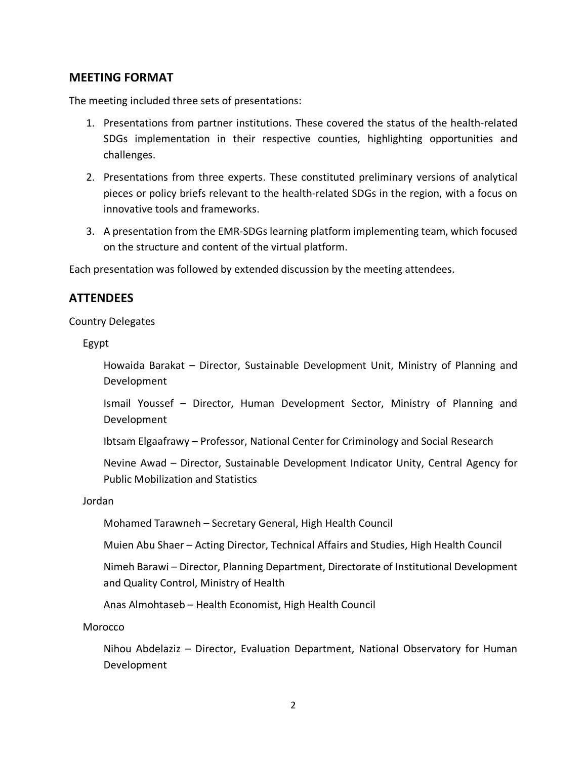## MEETING FORMAT

The meeting included three sets of presentations:

1. Presentations from partner institutions. These covered the status of the health-related SDGs implementation in their respective counties, highlighting opportunities and challenges.
2. Presentations from three experts. These constituted preliminary versions of analytical pieces or policy briefs relevant to the health-related SDGs in the region, with a focus on innovative tools and frameworks.
3. A presentation from the EMR-SDGs learning platform implementing team, which focused on the structure and content of the virtual platform.

Each presentation was followed by extended discussion by the meeting attendees.

## ATTENDEES

Country Delegates

Egypt

Howaida Barakat – Director, Sustainable Development Unit, Ministry of Planning and Development

Ismail Youssef – Director, Human Development Sector, Ministry of Planning and Development

Ibtsam Elgaafrawy – Professor, National Center for Criminology and Social Research

Nevine Awad – Director, Sustainable Development Indicator Unity, Central Agency for Public Mobilization and Statistics

Jordan

Mohamed Tarawneh – Secretary General, High Health Council

Muien Abu Shaer – Acting Director, Technical Affairs and Studies, High Health Council

Nimeh Barawi – Director, Planning Department, Directorate of Institutional Development and Quality Control, Ministry of Health

Anas Almohtaseb – Health Economist, High Health Council

Morocco

Nihou Abdelaziz – Director, Evaluation Department, National Observatory for Human Development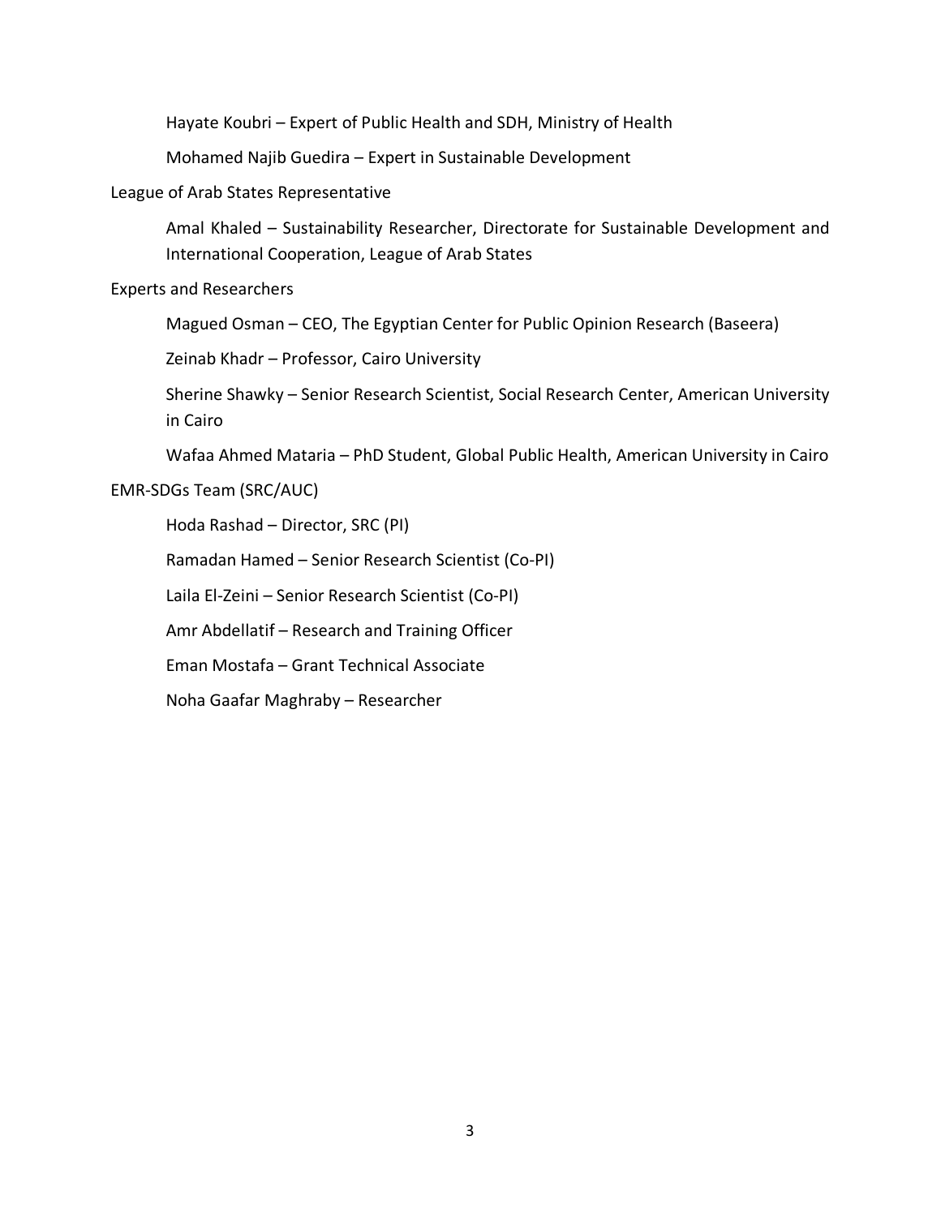Hayate Koubri – Expert of Public Health and SDH, Ministry of Health

Mohamed Najib Guedira – Expert in Sustainable Development

League of Arab States Representative

Amal Khaled – Sustainability Researcher, Directorate for Sustainable Development and International Cooperation, League of Arab States

Experts and Researchers

Magued Osman – CEO, The Egyptian Center for Public Opinion Research (Baseera)

Zeinab Khadr – Professor, Cairo University

Sherine Shawky – Senior Research Scientist, Social Research Center, American University in Cairo

Wafaa Ahmed Mataria – PhD Student, Global Public Health, American University in Cairo

EMR-SDGs Team (SRC/AUC)

Hoda Rashad – Director, SRC (PI)

Ramadan Hamed – Senior Research Scientist (Co-PI)

Laila El-Zeini – Senior Research Scientist (Co-PI)

Amr Abdellatif – Research and Training Officer

Eman Mostafa – Grant Technical Associate

Noha Gaafar Maghraby – Researcher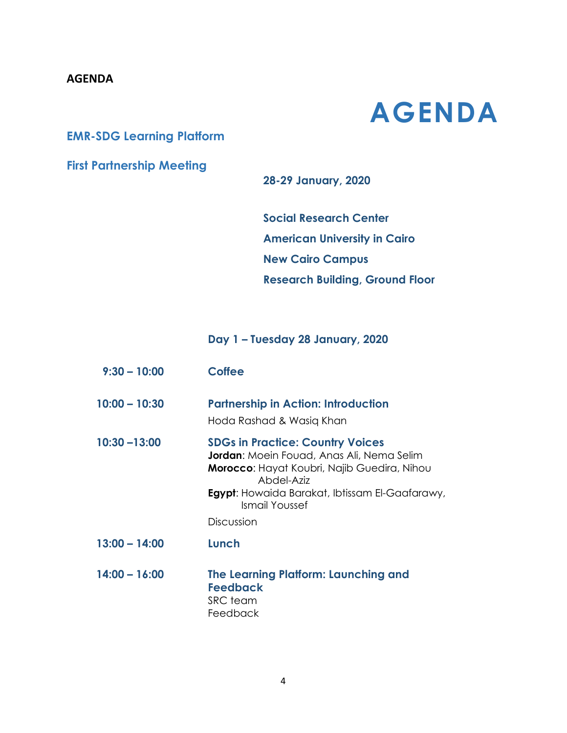**AGENDA**

# AGENDA

## EMR-SDG Learning Platform

## First Partnership Meeting

**28-29 January, 2020**

**Social Research Center**
**American University in Cairo**
**New Cairo Campus**
**Research Building, Ground Floor**

### Day 1 – Tuesday 28 January, 2020

| Time | Session |
|---|---|
| **9:30 – 10:00** | **Coffee** |
| **10:00 – 10:30** | **Partnership in Action: Introduction**<br>Hoda Rashad & Wasiq Khan |
| **10:30 –13:00** | **SDGs in Practice: Country Voices**<br>**Jordan**: Moein Fouad, Anas Ali, Nema Selim<br>**Morocco**: Hayat Koubri, Najib Guedira, Nihou Abdel-Aziz<br>**Egypt**: Howaida Barakat, Ibtissam El-Gaafarawy, Ismail Youssef<br>Discussion |
| **13:00 – 14:00** | **Lunch** |
| **14:00 – 16:00** | **The Learning Platform: Launching and Feedback**<br>SRC team<br>Feedback |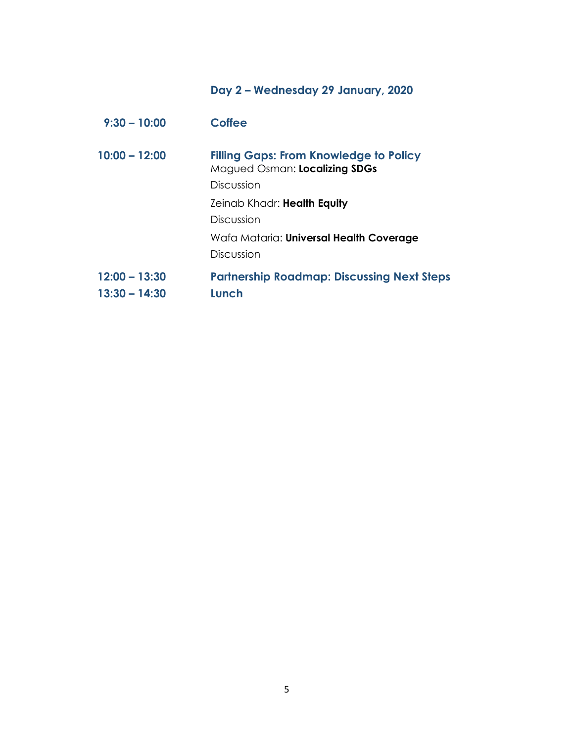## Day 2 – Wednesday 29 January, 2020

| | |
|---|---|
| **9:30 – 10:00** | **Coffee** |
| **10:00 – 12:00** | **Filling Gaps: From Knowledge to Policy**<br>Magued Osman: **Localizing SDGs**<br>Discussion<br>Zeinab Khadr: **Health Equity**<br>Discussion<br>Wafa Mataria: **Universal Health Coverage**<br>Discussion |
| **12:00 – 13:30** | **Partnership Roadmap: Discussing Next Steps** |
| **13:30 – 14:30** | **Lunch** |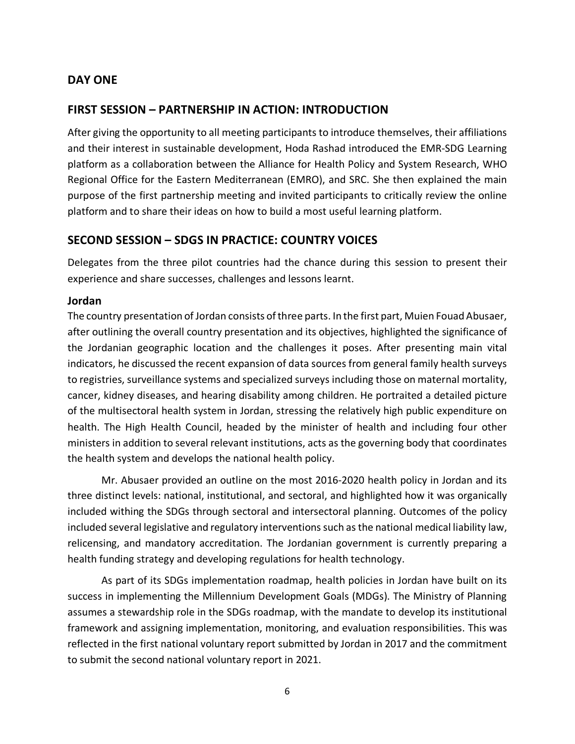## DAY ONE

## FIRST SESSION – PARTNERSHIP IN ACTION: INTRODUCTION

After giving the opportunity to all meeting participants to introduce themselves, their affiliations and their interest in sustainable development, Hoda Rashad introduced the EMR-SDG Learning platform as a collaboration between the Alliance for Health Policy and System Research, WHO Regional Office for the Eastern Mediterranean (EMRO), and SRC. She then explained the main purpose of the first partnership meeting and invited participants to critically review the online platform and to share their ideas on how to build a most useful learning platform.

## SECOND SESSION – SDGS IN PRACTICE: COUNTRY VOICES

Delegates from the three pilot countries had the chance during this session to present their experience and share successes, challenges and lessons learnt.

### Jordan

The country presentation of Jordan consists of three parts. In the first part, Muien Fouad Abusaer, after outlining the overall country presentation and its objectives, highlighted the significance of the Jordanian geographic location and the challenges it poses. After presenting main vital indicators, he discussed the recent expansion of data sources from general family health surveys to registries, surveillance systems and specialized surveys including those on maternal mortality, cancer, kidney diseases, and hearing disability among children. He portraited a detailed picture of the multisectoral health system in Jordan, stressing the relatively high public expenditure on health. The High Health Council, headed by the minister of health and including four other ministers in addition to several relevant institutions, acts as the governing body that coordinates the health system and develops the national health policy.

Mr. Abusaer provided an outline on the most 2016-2020 health policy in Jordan and its three distinct levels: national, institutional, and sectoral, and highlighted how it was organically included withing the SDGs through sectoral and intersectoral planning. Outcomes of the policy included several legislative and regulatory interventions such as the national medical liability law, relicensing, and mandatory accreditation. The Jordanian government is currently preparing a health funding strategy and developing regulations for health technology.

As part of its SDGs implementation roadmap, health policies in Jordan have built on its success in implementing the Millennium Development Goals (MDGs). The Ministry of Planning assumes a stewardship role in the SDGs roadmap, with the mandate to develop its institutional framework and assigning implementation, monitoring, and evaluation responsibilities. This was reflected in the first national voluntary report submitted by Jordan in 2017 and the commitment to submit the second national voluntary report in 2021.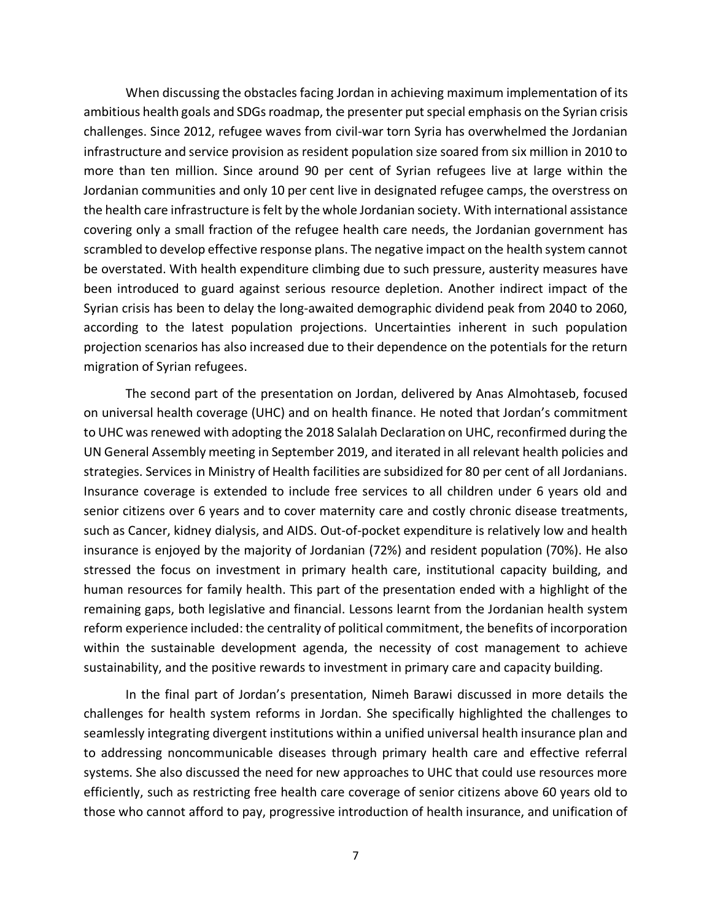When discussing the obstacles facing Jordan in achieving maximum implementation of its ambitious health goals and SDGs roadmap, the presenter put special emphasis on the Syrian crisis challenges. Since 2012, refugee waves from civil-war torn Syria has overwhelmed the Jordanian infrastructure and service provision as resident population size soared from six million in 2010 to more than ten million. Since around 90 per cent of Syrian refugees live at large within the Jordanian communities and only 10 per cent live in designated refugee camps, the overstress on the health care infrastructure is felt by the whole Jordanian society. With international assistance covering only a small fraction of the refugee health care needs, the Jordanian government has scrambled to develop effective response plans. The negative impact on the health system cannot be overstated. With health expenditure climbing due to such pressure, austerity measures have been introduced to guard against serious resource depletion. Another indirect impact of the Syrian crisis has been to delay the long-awaited demographic dividend peak from 2040 to 2060, according to the latest population projections. Uncertainties inherent in such population projection scenarios has also increased due to their dependence on the potentials for the return migration of Syrian refugees.

The second part of the presentation on Jordan, delivered by Anas Almohtaseb, focused on universal health coverage (UHC) and on health finance. He noted that Jordan's commitment to UHC was renewed with adopting the 2018 Salalah Declaration on UHC, reconfirmed during the UN General Assembly meeting in September 2019, and iterated in all relevant health policies and strategies. Services in Ministry of Health facilities are subsidized for 80 per cent of all Jordanians. Insurance coverage is extended to include free services to all children under 6 years old and senior citizens over 6 years and to cover maternity care and costly chronic disease treatments, such as Cancer, kidney dialysis, and AIDS. Out-of-pocket expenditure is relatively low and health insurance is enjoyed by the majority of Jordanian (72%) and resident population (70%). He also stressed the focus on investment in primary health care, institutional capacity building, and human resources for family health. This part of the presentation ended with a highlight of the remaining gaps, both legislative and financial. Lessons learnt from the Jordanian health system reform experience included: the centrality of political commitment, the benefits of incorporation within the sustainable development agenda, the necessity of cost management to achieve sustainability, and the positive rewards to investment in primary care and capacity building.

In the final part of Jordan's presentation, Nimeh Barawi discussed in more details the challenges for health system reforms in Jordan. She specifically highlighted the challenges to seamlessly integrating divergent institutions within a unified universal health insurance plan and to addressing noncommunicable diseases through primary health care and effective referral systems. She also discussed the need for new approaches to UHC that could use resources more efficiently, such as restricting free health care coverage of senior citizens above 60 years old to those who cannot afford to pay, progressive introduction of health insurance, and unification of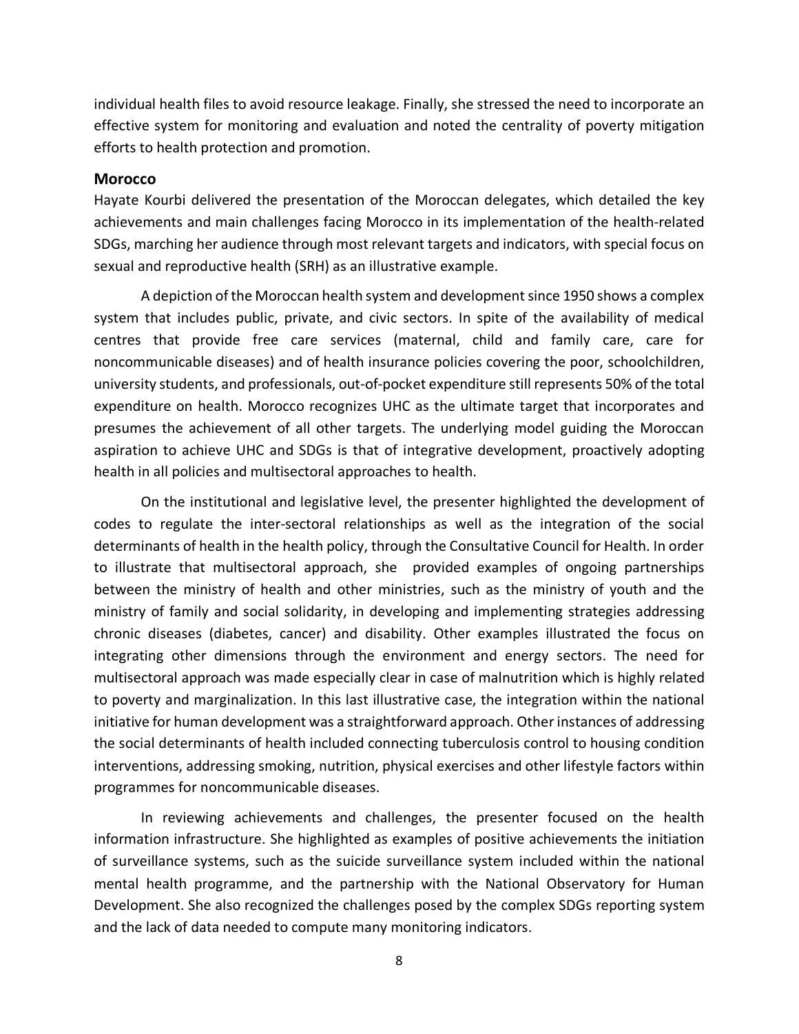individual health files to avoid resource leakage. Finally, she stressed the need to incorporate an effective system for monitoring and evaluation and noted the centrality of poverty mitigation efforts to health protection and promotion.

### Morocco

Hayate Kourbi delivered the presentation of the Moroccan delegates, which detailed the key achievements and main challenges facing Morocco in its implementation of the health-related SDGs, marching her audience through most relevant targets and indicators, with special focus on sexual and reproductive health (SRH) as an illustrative example.

A depiction of the Moroccan health system and development since 1950 shows a complex system that includes public, private, and civic sectors. In spite of the availability of medical centres that provide free care services (maternal, child and family care, care for noncommunicable diseases) and of health insurance policies covering the poor, schoolchildren, university students, and professionals, out-of-pocket expenditure still represents 50% of the total expenditure on health. Morocco recognizes UHC as the ultimate target that incorporates and presumes the achievement of all other targets. The underlying model guiding the Moroccan aspiration to achieve UHC and SDGs is that of integrative development, proactively adopting health in all policies and multisectoral approaches to health.

On the institutional and legislative level, the presenter highlighted the development of codes to regulate the inter-sectoral relationships as well as the integration of the social determinants of health in the health policy, through the Consultative Council for Health. In order to illustrate that multisectoral approach, she provided examples of ongoing partnerships between the ministry of health and other ministries, such as the ministry of youth and the ministry of family and social solidarity, in developing and implementing strategies addressing chronic diseases (diabetes, cancer) and disability. Other examples illustrated the focus on integrating other dimensions through the environment and energy sectors. The need for multisectoral approach was made especially clear in case of malnutrition which is highly related to poverty and marginalization. In this last illustrative case, the integration within the national initiative for human development was a straightforward approach. Other instances of addressing the social determinants of health included connecting tuberculosis control to housing condition interventions, addressing smoking, nutrition, physical exercises and other lifestyle factors within programmes for noncommunicable diseases.

In reviewing achievements and challenges, the presenter focused on the health information infrastructure. She highlighted as examples of positive achievements the initiation of surveillance systems, such as the suicide surveillance system included within the national mental health programme, and the partnership with the National Observatory for Human Development. She also recognized the challenges posed by the complex SDGs reporting system and the lack of data needed to compute many monitoring indicators.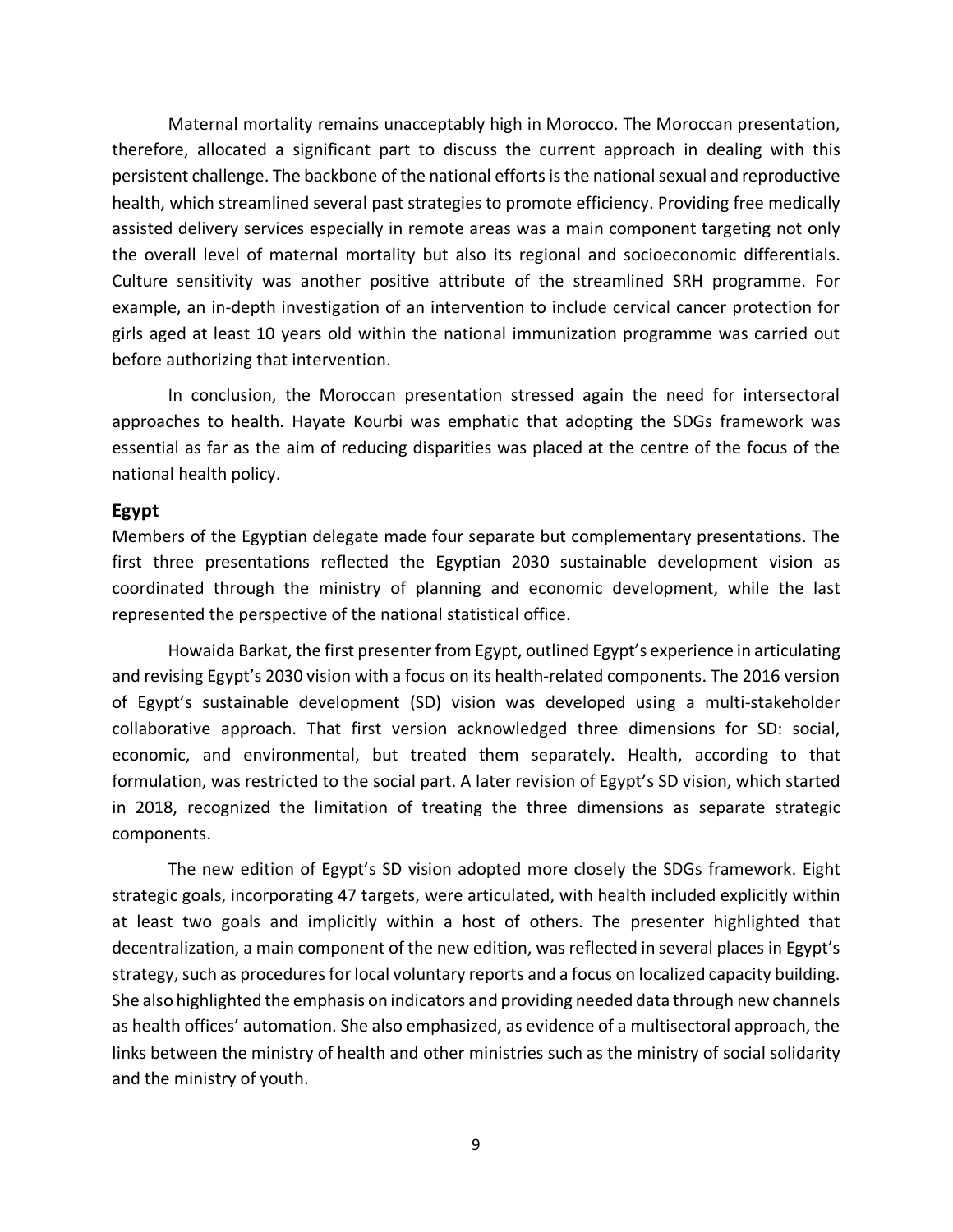Maternal mortality remains unacceptably high in Morocco. The Moroccan presentation, therefore, allocated a significant part to discuss the current approach in dealing with this persistent challenge. The backbone of the national efforts is the national sexual and reproductive health, which streamlined several past strategies to promote efficiency. Providing free medically assisted delivery services especially in remote areas was a main component targeting not only the overall level of maternal mortality but also its regional and socioeconomic differentials. Culture sensitivity was another positive attribute of the streamlined SRH programme. For example, an in-depth investigation of an intervention to include cervical cancer protection for girls aged at least 10 years old within the national immunization programme was carried out before authorizing that intervention.

In conclusion, the Moroccan presentation stressed again the need for intersectoral approaches to health. Hayate Kourbi was emphatic that adopting the SDGs framework was essential as far as the aim of reducing disparities was placed at the centre of the focus of the national health policy.

### Egypt

Members of the Egyptian delegate made four separate but complementary presentations. The first three presentations reflected the Egyptian 2030 sustainable development vision as coordinated through the ministry of planning and economic development, while the last represented the perspective of the national statistical office.

Howaida Barkat, the first presenter from Egypt, outlined Egypt's experience in articulating and revising Egypt's 2030 vision with a focus on its health-related components. The 2016 version of Egypt's sustainable development (SD) vision was developed using a multi-stakeholder collaborative approach. That first version acknowledged three dimensions for SD: social, economic, and environmental, but treated them separately. Health, according to that formulation, was restricted to the social part. A later revision of Egypt's SD vision, which started in 2018, recognized the limitation of treating the three dimensions as separate strategic components.

The new edition of Egypt's SD vision adopted more closely the SDGs framework. Eight strategic goals, incorporating 47 targets, were articulated, with health included explicitly within at least two goals and implicitly within a host of others. The presenter highlighted that decentralization, a main component of the new edition, was reflected in several places in Egypt's strategy, such as procedures for local voluntary reports and a focus on localized capacity building. She also highlighted the emphasis on indicators and providing needed data through new channels as health offices' automation. She also emphasized, as evidence of a multisectoral approach, the links between the ministry of health and other ministries such as the ministry of social solidarity and the ministry of youth.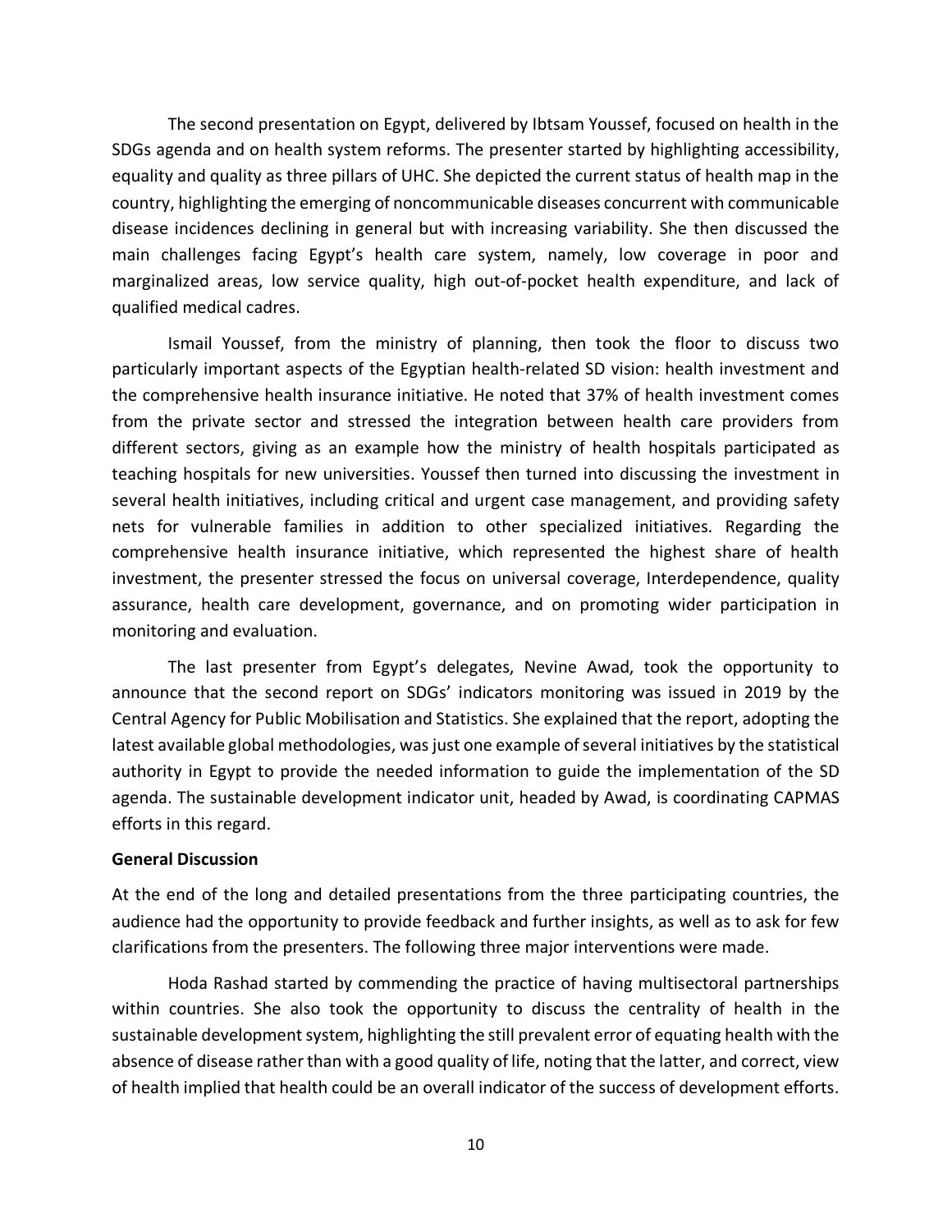The second presentation on Egypt, delivered by Ibtsam Youssef, focused on health in the SDGs agenda and on health system reforms. The presenter started by highlighting accessibility, equality and quality as three pillars of UHC. She depicted the current status of health map in the country, highlighting the emerging of noncommunicable diseases concurrent with communicable disease incidences declining in general but with increasing variability. She then discussed the main challenges facing Egypt's health care system, namely, low coverage in poor and marginalized areas, low service quality, high out-of-pocket health expenditure, and lack of qualified medical cadres.

Ismail Youssef, from the ministry of planning, then took the floor to discuss two particularly important aspects of the Egyptian health-related SD vision: health investment and the comprehensive health insurance initiative. He noted that 37% of health investment comes from the private sector and stressed the integration between health care providers from different sectors, giving as an example how the ministry of health hospitals participated as teaching hospitals for new universities. Youssef then turned into discussing the investment in several health initiatives, including critical and urgent case management, and providing safety nets for vulnerable families in addition to other specialized initiatives. Regarding the comprehensive health insurance initiative, which represented the highest share of health investment, the presenter stressed the focus on universal coverage, Interdependence, quality assurance, health care development, governance, and on promoting wider participation in monitoring and evaluation.

The last presenter from Egypt's delegates, Nevine Awad, took the opportunity to announce that the second report on SDGs' indicators monitoring was issued in 2019 by the Central Agency for Public Mobilisation and Statistics. She explained that the report, adopting the latest available global methodologies, was just one example of several initiatives by the statistical authority in Egypt to provide the needed information to guide the implementation of the SD agenda. The sustainable development indicator unit, headed by Awad, is coordinating CAPMAS efforts in this regard.

**General Discussion**

At the end of the long and detailed presentations from the three participating countries, the audience had the opportunity to provide feedback and further insights, as well as to ask for few clarifications from the presenters. The following three major interventions were made.

Hoda Rashad started by commending the practice of having multisectoral partnerships within countries. She also took the opportunity to discuss the centrality of health in the sustainable development system, highlighting the still prevalent error of equating health with the absence of disease rather than with a good quality of life, noting that the latter, and correct, view of health implied that health could be an overall indicator of the success of development efforts.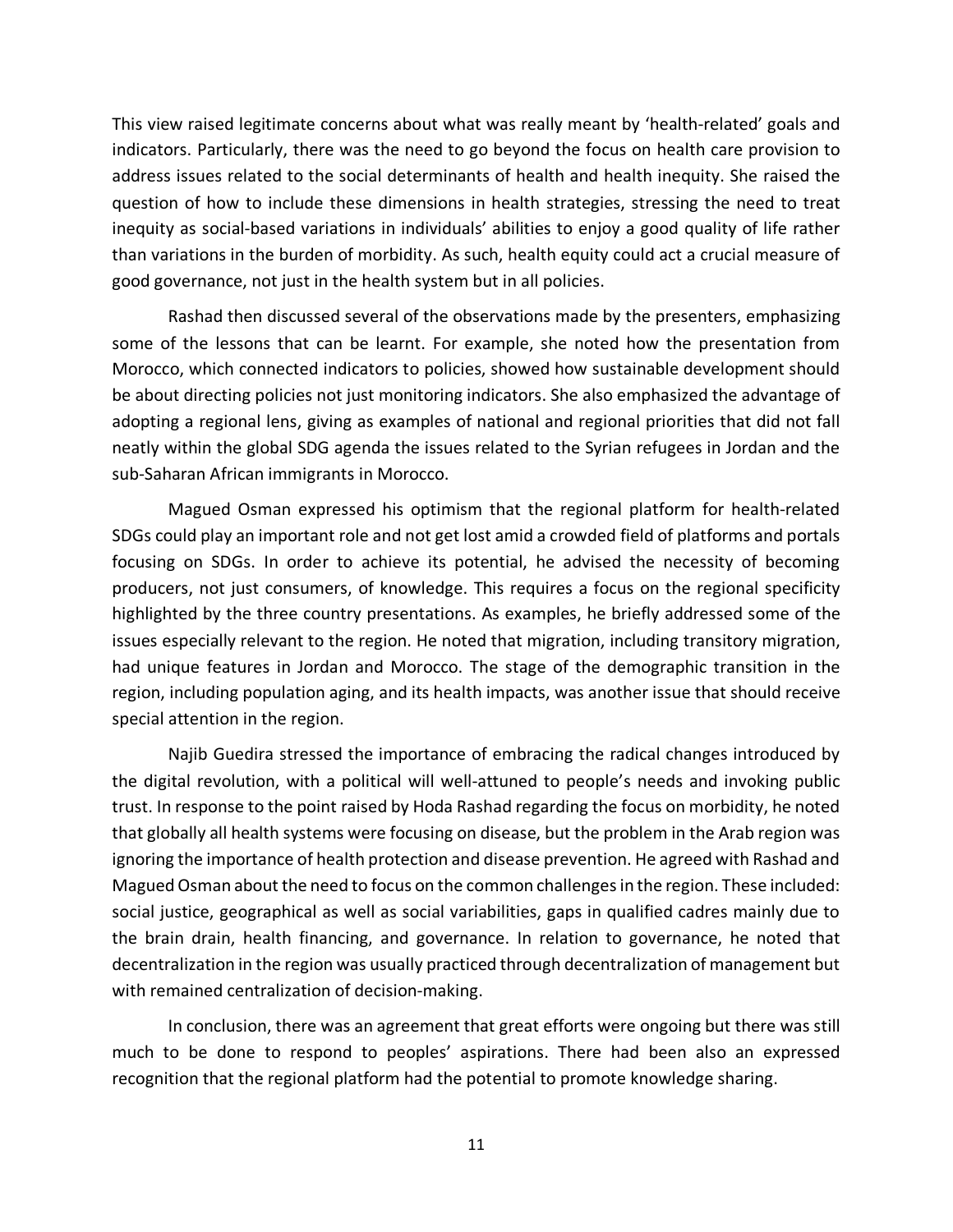This view raised legitimate concerns about what was really meant by 'health-related' goals and indicators. Particularly, there was the need to go beyond the focus on health care provision to address issues related to the social determinants of health and health inequity. She raised the question of how to include these dimensions in health strategies, stressing the need to treat inequity as social-based variations in individuals' abilities to enjoy a good quality of life rather than variations in the burden of morbidity. As such, health equity could act a crucial measure of good governance, not just in the health system but in all policies.

Rashad then discussed several of the observations made by the presenters, emphasizing some of the lessons that can be learnt. For example, she noted how the presentation from Morocco, which connected indicators to policies, showed how sustainable development should be about directing policies not just monitoring indicators. She also emphasized the advantage of adopting a regional lens, giving as examples of national and regional priorities that did not fall neatly within the global SDG agenda the issues related to the Syrian refugees in Jordan and the sub-Saharan African immigrants in Morocco.

Magued Osman expressed his optimism that the regional platform for health-related SDGs could play an important role and not get lost amid a crowded field of platforms and portals focusing on SDGs. In order to achieve its potential, he advised the necessity of becoming producers, not just consumers, of knowledge. This requires a focus on the regional specificity highlighted by the three country presentations. As examples, he briefly addressed some of the issues especially relevant to the region. He noted that migration, including transitory migration, had unique features in Jordan and Morocco. The stage of the demographic transition in the region, including population aging, and its health impacts, was another issue that should receive special attention in the region.

Najib Guedira stressed the importance of embracing the radical changes introduced by the digital revolution, with a political will well-attuned to people's needs and invoking public trust. In response to the point raised by Hoda Rashad regarding the focus on morbidity, he noted that globally all health systems were focusing on disease, but the problem in the Arab region was ignoring the importance of health protection and disease prevention. He agreed with Rashad and Magued Osman about the need to focus on the common challenges in the region. These included: social justice, geographical as well as social variabilities, gaps in qualified cadres mainly due to the brain drain, health financing, and governance. In relation to governance, he noted that decentralization in the region was usually practiced through decentralization of management but with remained centralization of decision-making.

In conclusion, there was an agreement that great efforts were ongoing but there was still much to be done to respond to peoples' aspirations. There had been also an expressed recognition that the regional platform had the potential to promote knowledge sharing.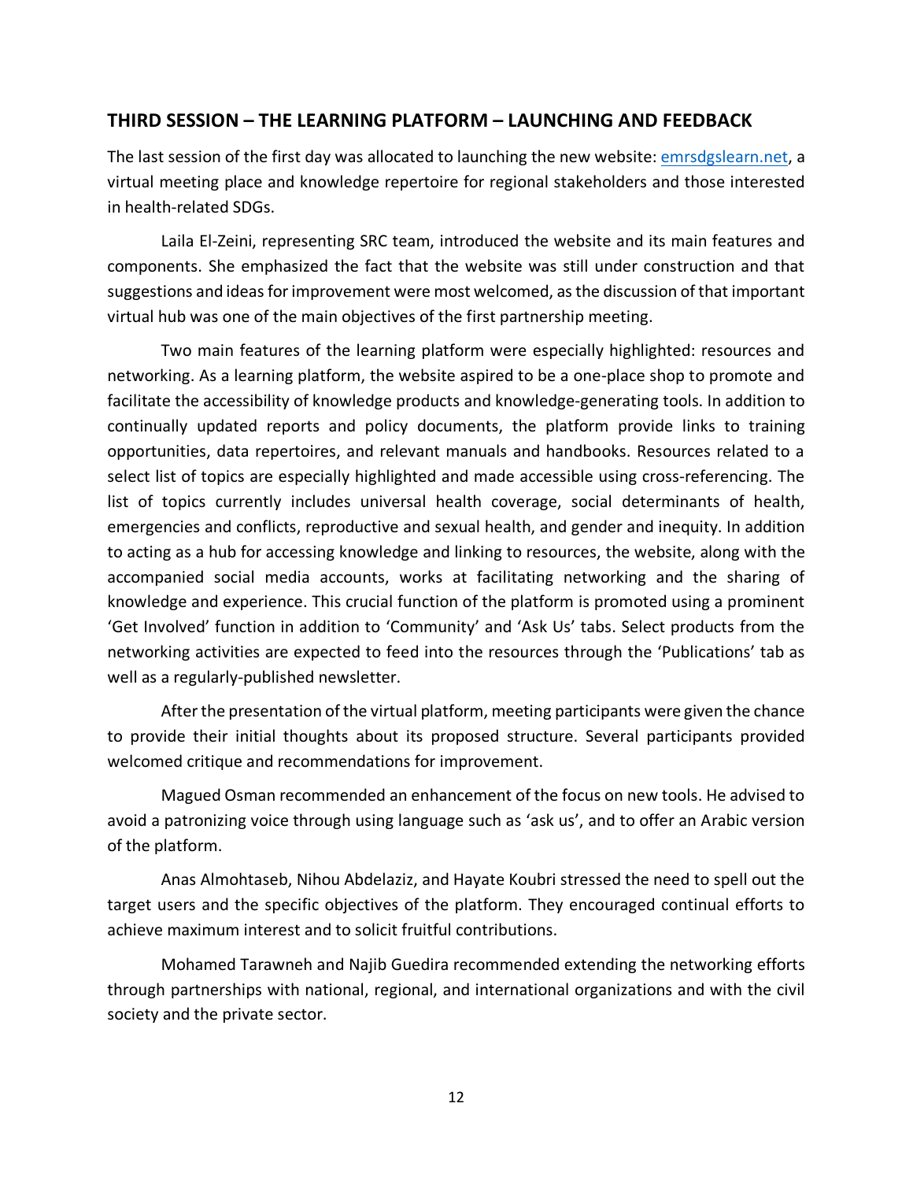## THIRD SESSION – THE LEARNING PLATFORM – LAUNCHING AND FEEDBACK

The last session of the first day was allocated to launching the new website: [emrsdgslearn.net](emrsdgslearn.net), a virtual meeting place and knowledge repertoire for regional stakeholders and those interested in health-related SDGs.

Laila El-Zeini, representing SRC team, introduced the website and its main features and components. She emphasized the fact that the website was still under construction and that suggestions and ideas for improvement were most welcomed, as the discussion of that important virtual hub was one of the main objectives of the first partnership meeting.

Two main features of the learning platform were especially highlighted: resources and networking. As a learning platform, the website aspired to be a one-place shop to promote and facilitate the accessibility of knowledge products and knowledge-generating tools. In addition to continually updated reports and policy documents, the platform provide links to training opportunities, data repertoires, and relevant manuals and handbooks. Resources related to a select list of topics are especially highlighted and made accessible using cross-referencing. The list of topics currently includes universal health coverage, social determinants of health, emergencies and conflicts, reproductive and sexual health, and gender and inequity. In addition to acting as a hub for accessing knowledge and linking to resources, the website, along with the accompanied social media accounts, works at facilitating networking and the sharing of knowledge and experience. This crucial function of the platform is promoted using a prominent 'Get Involved' function in addition to 'Community' and 'Ask Us' tabs. Select products from the networking activities are expected to feed into the resources through the 'Publications' tab as well as a regularly-published newsletter.

After the presentation of the virtual platform, meeting participants were given the chance to provide their initial thoughts about its proposed structure. Several participants provided welcomed critique and recommendations for improvement.

Magued Osman recommended an enhancement of the focus on new tools. He advised to avoid a patronizing voice through using language such as 'ask us', and to offer an Arabic version of the platform.

Anas Almohtaseb, Nihou Abdelaziz, and Hayate Koubri stressed the need to spell out the target users and the specific objectives of the platform. They encouraged continual efforts to achieve maximum interest and to solicit fruitful contributions.

Mohamed Tarawneh and Najib Guedira recommended extending the networking efforts through partnerships with national, regional, and international organizations and with the civil society and the private sector.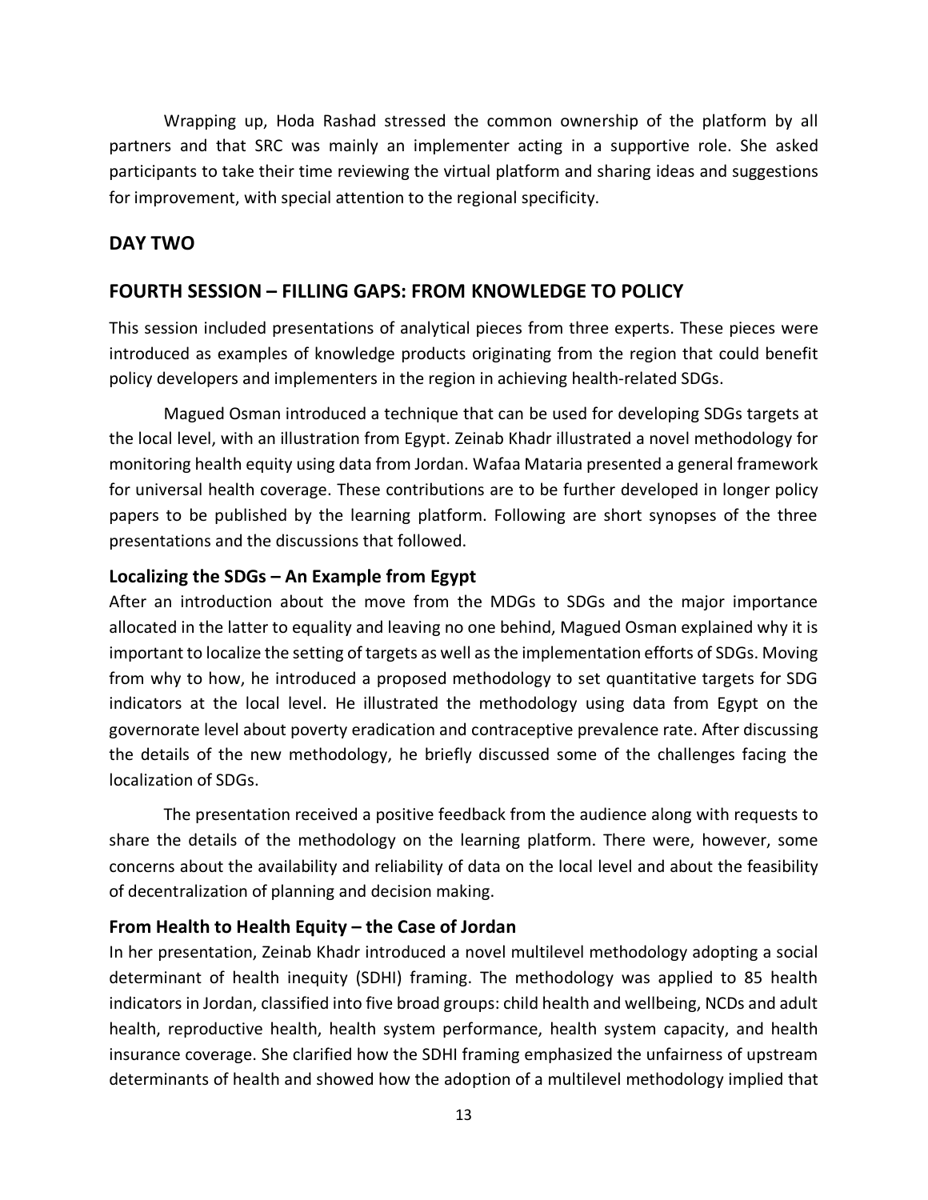Wrapping up, Hoda Rashad stressed the common ownership of the platform by all partners and that SRC was mainly an implementer acting in a supportive role. She asked participants to take their time reviewing the virtual platform and sharing ideas and suggestions for improvement, with special attention to the regional specificity.

## DAY TWO

## FOURTH SESSION – FILLING GAPS: FROM KNOWLEDGE TO POLICY

This session included presentations of analytical pieces from three experts. These pieces were introduced as examples of knowledge products originating from the region that could benefit policy developers and implementers in the region in achieving health-related SDGs.

Magued Osman introduced a technique that can be used for developing SDGs targets at the local level, with an illustration from Egypt. Zeinab Khadr illustrated a novel methodology for monitoring health equity using data from Jordan. Wafaa Mataria presented a general framework for universal health coverage. These contributions are to be further developed in longer policy papers to be published by the learning platform. Following are short synopses of the three presentations and the discussions that followed.

### Localizing the SDGs – An Example from Egypt

After an introduction about the move from the MDGs to SDGs and the major importance allocated in the latter to equality and leaving no one behind, Magued Osman explained why it is important to localize the setting of targets as well as the implementation efforts of SDGs. Moving from why to how, he introduced a proposed methodology to set quantitative targets for SDG indicators at the local level. He illustrated the methodology using data from Egypt on the governorate level about poverty eradication and contraceptive prevalence rate. After discussing the details of the new methodology, he briefly discussed some of the challenges facing the localization of SDGs.

The presentation received a positive feedback from the audience along with requests to share the details of the methodology on the learning platform. There were, however, some concerns about the availability and reliability of data on the local level and about the feasibility of decentralization of planning and decision making.

### From Health to Health Equity – the Case of Jordan

In her presentation, Zeinab Khadr introduced a novel multilevel methodology adopting a social determinant of health inequity (SDHI) framing. The methodology was applied to 85 health indicators in Jordan, classified into five broad groups: child health and wellbeing, NCDs and adult health, reproductive health, health system performance, health system capacity, and health insurance coverage. She clarified how the SDHI framing emphasized the unfairness of upstream determinants of health and showed how the adoption of a multilevel methodology implied that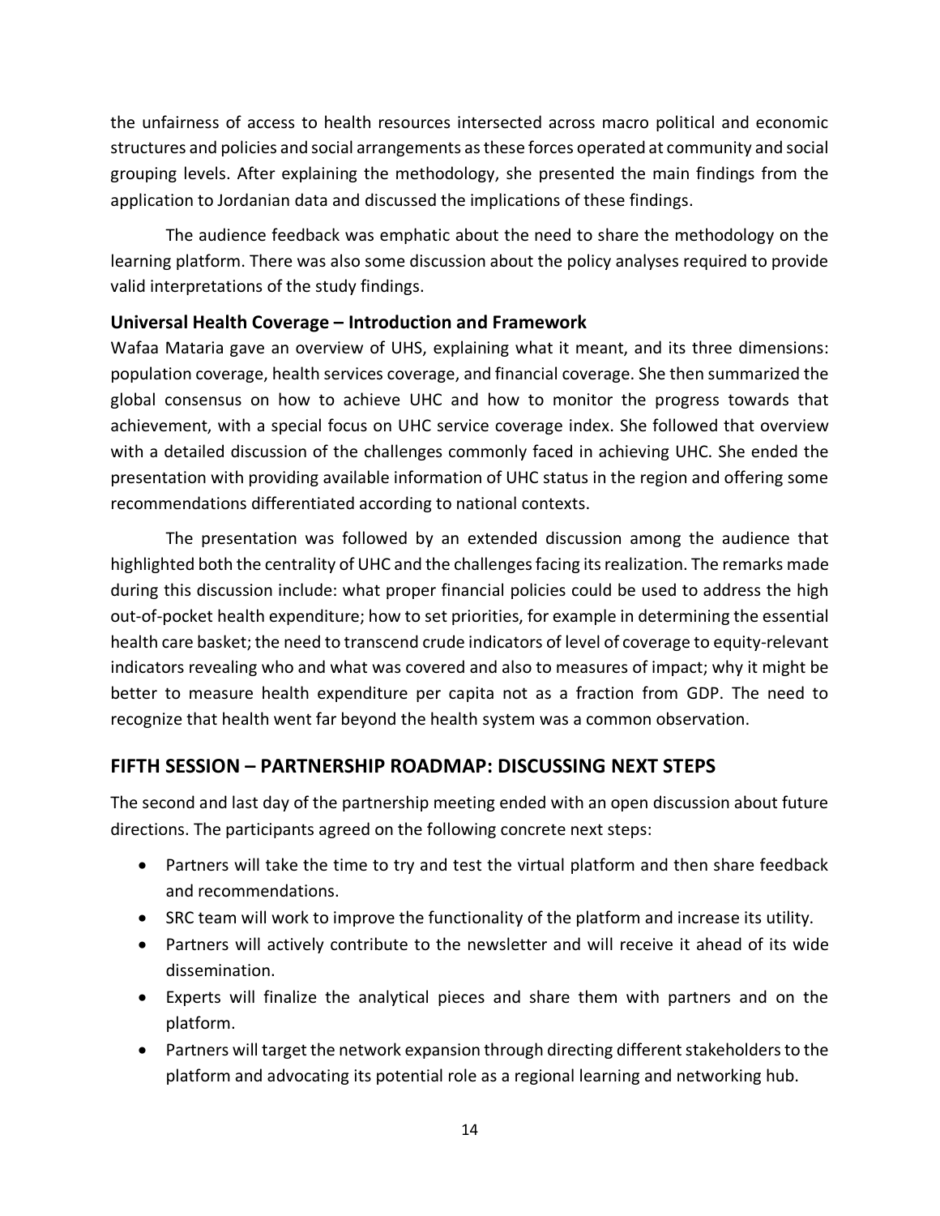the unfairness of access to health resources intersected across macro political and economic structures and policies and social arrangements as these forces operated at community and social grouping levels. After explaining the methodology, she presented the main findings from the application to Jordanian data and discussed the implications of these findings.

The audience feedback was emphatic about the need to share the methodology on the learning platform. There was also some discussion about the policy analyses required to provide valid interpretations of the study findings.

### Universal Health Coverage – Introduction and Framework

Wafaa Mataria gave an overview of UHS, explaining what it meant, and its three dimensions: population coverage, health services coverage, and financial coverage. She then summarized the global consensus on how to achieve UHC and how to monitor the progress towards that achievement, with a special focus on UHC service coverage index. She followed that overview with a detailed discussion of the challenges commonly faced in achieving UHC. She ended the presentation with providing available information of UHC status in the region and offering some recommendations differentiated according to national contexts.

The presentation was followed by an extended discussion among the audience that highlighted both the centrality of UHC and the challenges facing its realization. The remarks made during this discussion include: what proper financial policies could be used to address the high out-of-pocket health expenditure; how to set priorities, for example in determining the essential health care basket; the need to transcend crude indicators of level of coverage to equity-relevant indicators revealing who and what was covered and also to measures of impact; why it might be better to measure health expenditure per capita not as a fraction from GDP. The need to recognize that health went far beyond the health system was a common observation.

## FIFTH SESSION – PARTNERSHIP ROADMAP: DISCUSSING NEXT STEPS

The second and last day of the partnership meeting ended with an open discussion about future directions. The participants agreed on the following concrete next steps:

- Partners will take the time to try and test the virtual platform and then share feedback and recommendations.
- SRC team will work to improve the functionality of the platform and increase its utility.
- Partners will actively contribute to the newsletter and will receive it ahead of its wide dissemination.
- Experts will finalize the analytical pieces and share them with partners and on the platform.
- Partners will target the network expansion through directing different stakeholders to the platform and advocating its potential role as a regional learning and networking hub.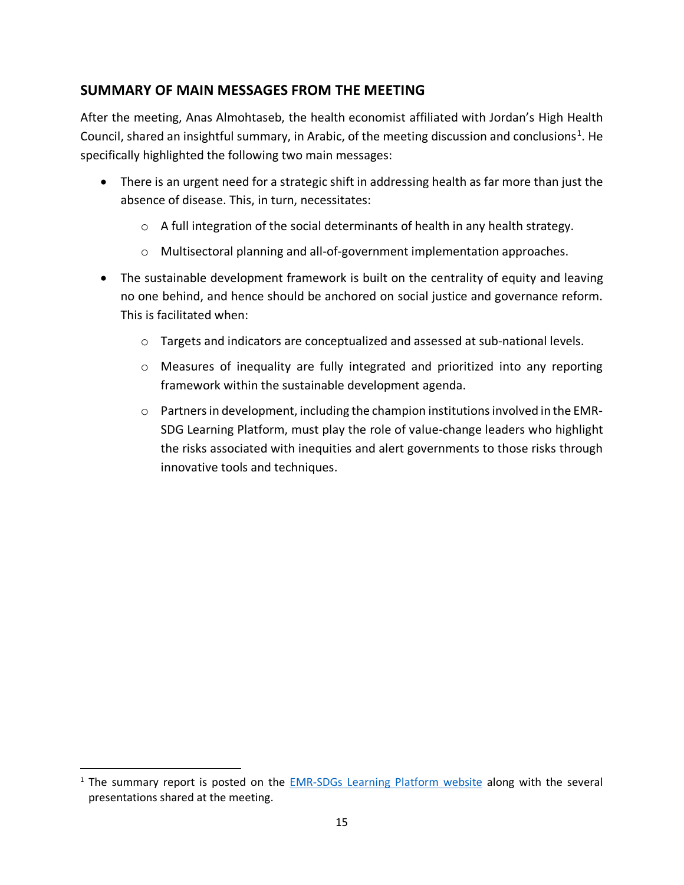## SUMMARY OF MAIN MESSAGES FROM THE MEETING

After the meeting, Anas Almohtaseb, the health economist affiliated with Jordan's High Health Council, shared an insightful summary, in Arabic, of the meeting discussion and conclusions[1]. He specifically highlighted the following two main messages:

- There is an urgent need for a strategic shift in addressing health as far more than just the absence of disease. This, in turn, necessitates:
  - A full integration of the social determinants of health in any health strategy.
  - Multisectoral planning and all-of-government implementation approaches.
- The sustainable development framework is built on the centrality of equity and leaving no one behind, and hence should be anchored on social justice and governance reform. This is facilitated when:
  - Targets and indicators are conceptualized and assessed at sub-national levels.
  - Measures of inequality are fully integrated and prioritized into any reporting framework within the sustainable development agenda.
  - Partners in development, including the champion institutions involved in the EMR-SDG Learning Platform, must play the role of value-change leaders who highlight the risks associated with inequities and alert governments to those risks through innovative tools and techniques.

[1] The summary report is posted on the EMR-SDGs Learning Platform website along with the several presentations shared at the meeting.